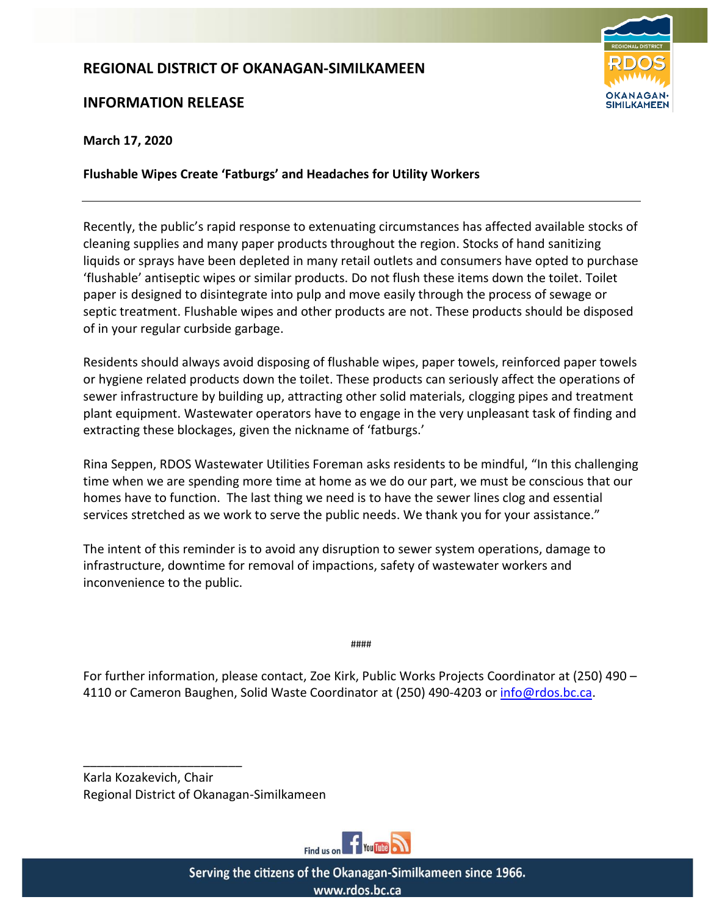# REGIONAL DISTRICT OF OKANAGAN-SIMILKAMEEN

## INFORMATION RELEASE

**March 17, 2020**

**Flushable Wipes Create 'Fatburgs' and Headaches for Utility Workers**

---

Recently, the public's rapid response to extenuating circumstances has affected available stocks of cleaning supplies and many paper products throughout the region. Stocks of hand sanitizing liquids or sprays have been depleted in many retail outlets and consumers have opted to purchase 'flushable' antiseptic wipes or similar products. Do not flush these items down the toilet. Toilet paper is designed to disintegrate into pulp and move easily through the process of sewage or septic treatment. Flushable wipes and other products are not. These products should be disposed of in your regular curbside garbage.

Residents should always avoid disposing of flushable wipes, paper towels, reinforced paper towels or hygiene related products down the toilet. These products can seriously affect the operations of sewer infrastructure by building up, attracting other solid materials, clogging pipes and treatment plant equipment. Wastewater operators have to engage in the very unpleasant task of finding and extracting these blockages, given the nickname of 'fatburgs.'

Rina Seppen, RDOS Wastewater Utilities Foreman asks residents to be mindful, "In this challenging time when we are spending more time at home as we do our part, we must be conscious that our homes have to function. The last thing we need is to have the sewer lines clog and essential services stretched as we work to serve the public needs. We thank you for your assistance."

The intent of this reminder is to avoid any disruption to sewer system operations, damage to infrastructure, downtime for removal of impactions, safety of wastewater workers and inconvenience to the public.

####

For further information, please contact, Zoe Kirk, Public Works Projects Coordinator at (250) 490 – 4110 or Cameron Baughen, Solid Waste Coordinator at (250) 490-4203 or info@rdos.bc.ca.

________________________

Karla Kozakevich, Chair
Regional District of Okanagan-Similkameen

Find us on

Serving the citizens of the Okanagan-Similkameen since 1966.
www.rdos.bc.ca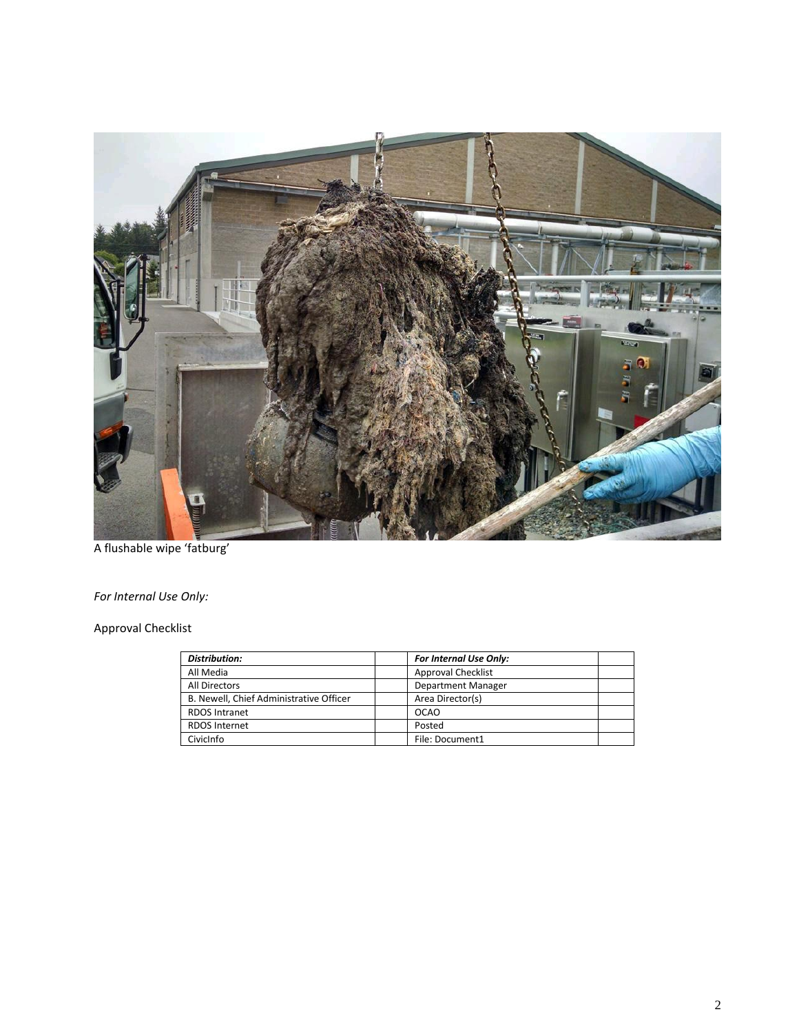A flushable wipe 'fatburg'

*For Internal Use Only:*

Approval Checklist

| ***Distribution:*** | | ***For Internal Use Only:*** | |
|---|---|---|---|
| All Media | | Approval Checklist | |
| All Directors | | Department Manager | |
| B. Newell, Chief Administrative Officer | | Area Director(s) | |
| RDOS Intranet | | OCAO | |
| RDOS Internet | | Posted | |
| CivicInfo | | File: Document1 | |